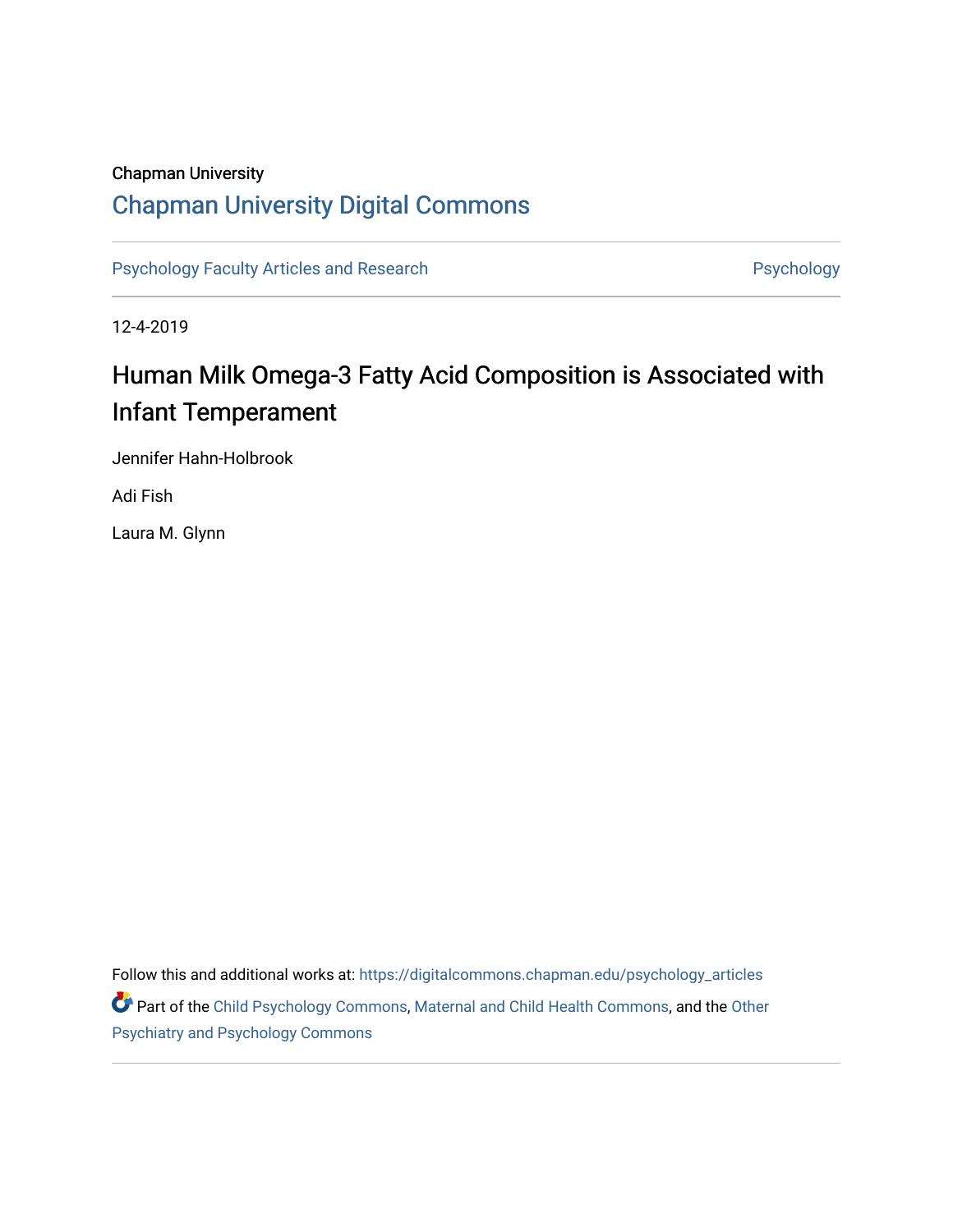Chapman University

# Chapman University Digital Commons

Psychology Faculty Articles and Research

Psychology

12-4-2019

# Human Milk Omega-3 Fatty Acid Composition is Associated with Infant Temperament

Jennifer Hahn-Holbrook

Adi Fish

Laura M. Glynn

Follow this and additional works at: https://digitalcommons.chapman.edu/psychology_articles

Part of the Child Psychology Commons, Maternal and Child Health Commons, and the Other Psychiatry and Psychology Commons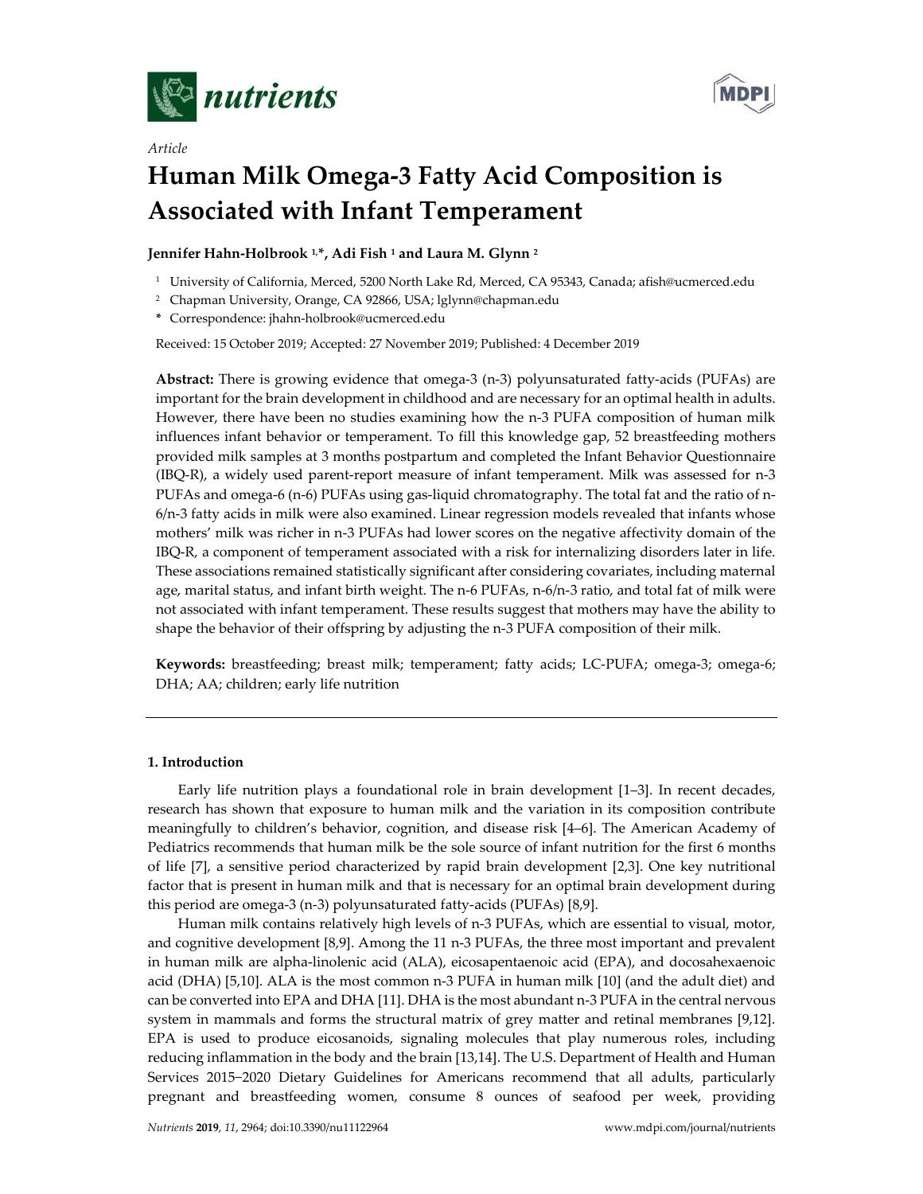# Human Milk Omega-3 Fatty Acid Composition is Associated with Infant Temperament

**Jennifer Hahn-Holbrook [1,*], Adi Fish [1] and Laura M. Glynn [2]**

[1] University of California, Merced, 5200 North Lake Rd, Merced, CA 95343, Canada; afish@ucmerced.edu

[2] Chapman University, Orange, CA 92866, USA; lglynn@chapman.edu

**\*** Correspondence: jhahn-holbrook@ucmerced.edu

Received: 15 October 2019; Accepted: 27 November 2019; Published: 4 December 2019

**Abstract:** There is growing evidence that omega-3 (n-3) polyunsaturated fatty-acids (PUFAs) are important for the brain development in childhood and are necessary for an optimal health in adults. However, there have been no studies examining how the n-3 PUFA composition of human milk influences infant behavior or temperament. To fill this knowledge gap, 52 breastfeeding mothers provided milk samples at 3 months postpartum and completed the Infant Behavior Questionnaire (IBQ-R), a widely used parent-report measure of infant temperament. Milk was assessed for n-3 PUFAs and omega-6 (n-6) PUFAs using gas-liquid chromatography. The total fat and the ratio of n-6/n-3 fatty acids in milk were also examined. Linear regression models revealed that infants whose mothers' milk was richer in n-3 PUFAs had lower scores on the negative affectivity domain of the IBQ-R, a component of temperament associated with a risk for internalizing disorders later in life. These associations remained statistically significant after considering covariates, including maternal age, marital status, and infant birth weight. The n-6 PUFAs, n-6/n-3 ratio, and total fat of milk were not associated with infant temperament. These results suggest that mothers may have the ability to shape the behavior of their offspring by adjusting the n-3 PUFA composition of their milk.

**Keywords:** breastfeeding; breast milk; temperament; fatty acids; LC-PUFA; omega-3; omega-6; DHA; AA; children; early life nutrition

## 1. Introduction

Early life nutrition plays a foundational role in brain development [1–3]. In recent decades, research has shown that exposure to human milk and the variation in its composition contribute meaningfully to children's behavior, cognition, and disease risk [4–6]. The American Academy of Pediatrics recommends that human milk be the sole source of infant nutrition for the first 6 months of life [7], a sensitive period characterized by rapid brain development [2,3]. One key nutritional factor that is present in human milk and that is necessary for an optimal brain development during this period are omega-3 (n-3) polyunsaturated fatty-acids (PUFAs) [8,9].

Human milk contains relatively high levels of n-3 PUFAs, which are essential to visual, motor, and cognitive development [8,9]. Among the 11 n-3 PUFAs, the three most important and prevalent in human milk are alpha-linolenic acid (ALA), eicosapentaenoic acid (EPA), and docosahexaenoic acid (DHA) [5,10]. ALA is the most common n-3 PUFA in human milk [10] (and the adult diet) and can be converted into EPA and DHA [11]. DHA is the most abundant n-3 PUFA in the central nervous system in mammals and forms the structural matrix of grey matter and retinal membranes [9,12]. EPA is used to produce eicosanoids, signaling molecules that play numerous roles, including reducing inflammation in the body and the brain [13,14]. The U.S. Department of Health and Human Services 2015–2020 Dietary Guidelines for Americans recommend that all adults, particularly pregnant and breastfeeding women, consume 8 ounces of seafood per week, providing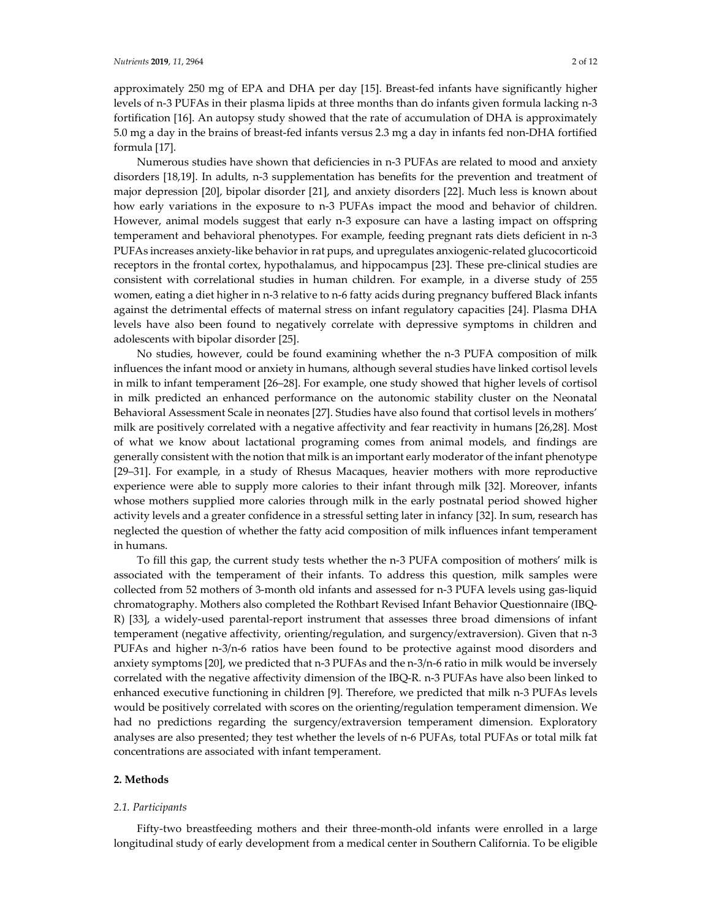approximately 250 mg of EPA and DHA per day [15]. Breast-fed infants have significantly higher levels of n-3 PUFAs in their plasma lipids at three months than do infants given formula lacking n-3 fortification [16]. An autopsy study showed that the rate of accumulation of DHA is approximately 5.0 mg a day in the brains of breast-fed infants versus 2.3 mg a day in infants fed non-DHA fortified formula [17].

Numerous studies have shown that deficiencies in n-3 PUFAs are related to mood and anxiety disorders [18,19]. In adults, n-3 supplementation has benefits for the prevention and treatment of major depression [20], bipolar disorder [21], and anxiety disorders [22]. Much less is known about how early variations in the exposure to n-3 PUFAs impact the mood and behavior of children. However, animal models suggest that early n-3 exposure can have a lasting impact on offspring temperament and behavioral phenotypes. For example, feeding pregnant rats diets deficient in n-3 PUFAs increases anxiety-like behavior in rat pups, and upregulates anxiogenic-related glucocorticoid receptors in the frontal cortex, hypothalamus, and hippocampus [23]. These pre-clinical studies are consistent with correlational studies in human children. For example, in a diverse study of 255 women, eating a diet higher in n-3 relative to n-6 fatty acids during pregnancy buffered Black infants against the detrimental effects of maternal stress on infant regulatory capacities [24]. Plasma DHA levels have also been found to negatively correlate with depressive symptoms in children and adolescents with bipolar disorder [25].

No studies, however, could be found examining whether the n-3 PUFA composition of milk influences the infant mood or anxiety in humans, although several studies have linked cortisol levels in milk to infant temperament [26–28]. For example, one study showed that higher levels of cortisol in milk predicted an enhanced performance on the autonomic stability cluster on the Neonatal Behavioral Assessment Scale in neonates [27]. Studies have also found that cortisol levels in mothers' milk are positively correlated with a negative affectivity and fear reactivity in humans [26,28]. Most of what we know about lactational programing comes from animal models, and findings are generally consistent with the notion that milk is an important early moderator of the infant phenotype [29–31]. For example, in a study of Rhesus Macaques, heavier mothers with more reproductive experience were able to supply more calories to their infant through milk [32]. Moreover, infants whose mothers supplied more calories through milk in the early postnatal period showed higher activity levels and a greater confidence in a stressful setting later in infancy [32]. In sum, research has neglected the question of whether the fatty acid composition of milk influences infant temperament in humans.

To fill this gap, the current study tests whether the n-3 PUFA composition of mothers' milk is associated with the temperament of their infants. To address this question, milk samples were collected from 52 mothers of 3-month old infants and assessed for n-3 PUFA levels using gas-liquid chromatography. Mothers also completed the Rothbart Revised Infant Behavior Questionnaire (IBQ-R) [33], a widely-used parental-report instrument that assesses three broad dimensions of infant temperament (negative affectivity, orienting/regulation, and surgency/extraversion). Given that n-3 PUFAs and higher n-3/n-6 ratios have been found to be protective against mood disorders and anxiety symptoms [20], we predicted that n-3 PUFAs and the n-3/n-6 ratio in milk would be inversely correlated with the negative affectivity dimension of the IBQ-R. n-3 PUFAs have also been linked to enhanced executive functioning in children [9]. Therefore, we predicted that milk n-3 PUFAs levels would be positively correlated with scores on the orienting/regulation temperament dimension. We had no predictions regarding the surgency/extraversion temperament dimension. Exploratory analyses are also presented; they test whether the levels of n-6 PUFAs, total PUFAs or total milk fat concentrations are associated with infant temperament.

## 2. Methods

### *2.1. Participants*

Fifty-two breastfeeding mothers and their three-month-old infants were enrolled in a large longitudinal study of early development from a medical center in Southern California. To be eligible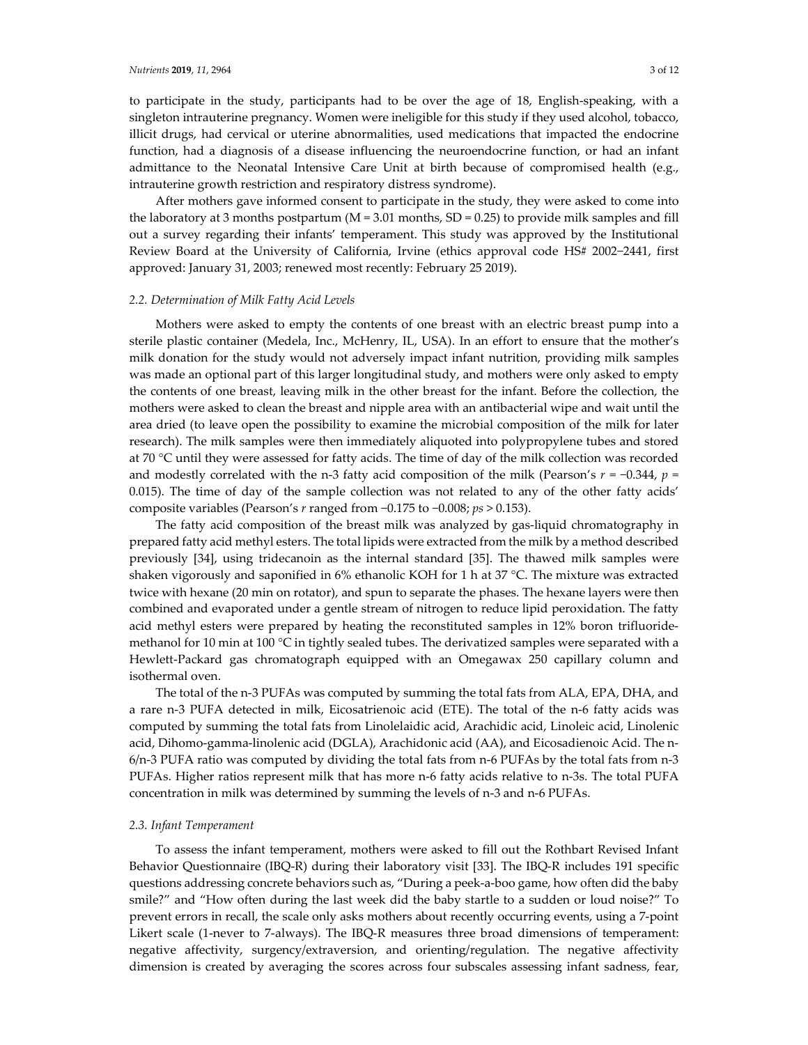to participate in the study, participants had to be over the age of 18, English-speaking, with a singleton intrauterine pregnancy. Women were ineligible for this study if they used alcohol, tobacco, illicit drugs, had cervical or uterine abnormalities, used medications that impacted the endocrine function, had a diagnosis of a disease influencing the neuroendocrine function, or had an infant admittance to the Neonatal Intensive Care Unit at birth because of compromised health (e.g., intrauterine growth restriction and respiratory distress syndrome).

After mothers gave informed consent to participate in the study, they were asked to come into the laboratory at 3 months postpartum (M = 3.01 months, SD = 0.25) to provide milk samples and fill out a survey regarding their infants' temperament. This study was approved by the Institutional Review Board at the University of California, Irvine (ethics approval code HS# 2002–2441, first approved: January 31, 2003; renewed most recently: February 25 2019).

### 2.2. Determination of Milk Fatty Acid Levels

Mothers were asked to empty the contents of one breast with an electric breast pump into a sterile plastic container (Medela, Inc., McHenry, IL, USA). In an effort to ensure that the mother's milk donation for the study would not adversely impact infant nutrition, providing milk samples was made an optional part of this larger longitudinal study, and mothers were only asked to empty the contents of one breast, leaving milk in the other breast for the infant. Before the collection, the mothers were asked to clean the breast and nipple area with an antibacterial wipe and wait until the area dried (to leave open the possibility to examine the microbial composition of the milk for later research). The milk samples were then immediately aliquoted into polypropylene tubes and stored at 70 °C until they were assessed for fatty acids. The time of day of the milk collection was recorded and modestly correlated with the n-3 fatty acid composition of the milk (Pearson's $r = -0.344$, $p = 0.015$). The time of day of the sample collection was not related to any of the other fatty acids' composite variables (Pearson's $r$ ranged from $-0.175$ to $-0.008$; $ps > 0.153$).

The fatty acid composition of the breast milk was analyzed by gas-liquid chromatography in prepared fatty acid methyl esters. The total lipids were extracted from the milk by a method described previously [34], using tridecanoin as the internal standard [35]. The thawed milk samples were shaken vigorously and saponified in 6% ethanolic KOH for 1 h at 37 °C. The mixture was extracted twice with hexane (20 min on rotator), and spun to separate the phases. The hexane layers were then combined and evaporated under a gentle stream of nitrogen to reduce lipid peroxidation. The fatty acid methyl esters were prepared by heating the reconstituted samples in 12% boron trifluoride-methanol for 10 min at 100 °C in tightly sealed tubes. The derivatized samples were separated with a Hewlett-Packard gas chromatograph equipped with an Omegawax 250 capillary column and isothermal oven.

The total of the n-3 PUFAs was computed by summing the total fats from ALA, EPA, DHA, and a rare n-3 PUFA detected in milk, Eicosatrienoic acid (ETE). The total of the n-6 fatty acids was computed by summing the total fats from Linolelaidic acid, Arachidic acid, Linoleic acid, Linolenic acid, Dihomo-gamma-linolenic acid (DGLA), Arachidonic acid (AA), and Eicosadienoic Acid. The n-6/n-3 PUFA ratio was computed by dividing the total fats from n-6 PUFAs by the total fats from n-3 PUFAs. Higher ratios represent milk that has more n-6 fatty acids relative to n-3s. The total PUFA concentration in milk was determined by summing the levels of n-3 and n-6 PUFAs.

### 2.3. Infant Temperament

To assess the infant temperament, mothers were asked to fill out the Rothbart Revised Infant Behavior Questionnaire (IBQ-R) during their laboratory visit [33]. The IBQ-R includes 191 specific questions addressing concrete behaviors such as, "During a peek-a-boo game, how often did the baby smile?" and "How often during the last week did the baby startle to a sudden or loud noise?" To prevent errors in recall, the scale only asks mothers about recently occurring events, using a 7-point Likert scale (1-never to 7-always). The IBQ-R measures three broad dimensions of temperament: negative affectivity, surgency/extraversion, and orienting/regulation. The negative affectivity dimension is created by averaging the scores across four subscales assessing infant sadness, fear,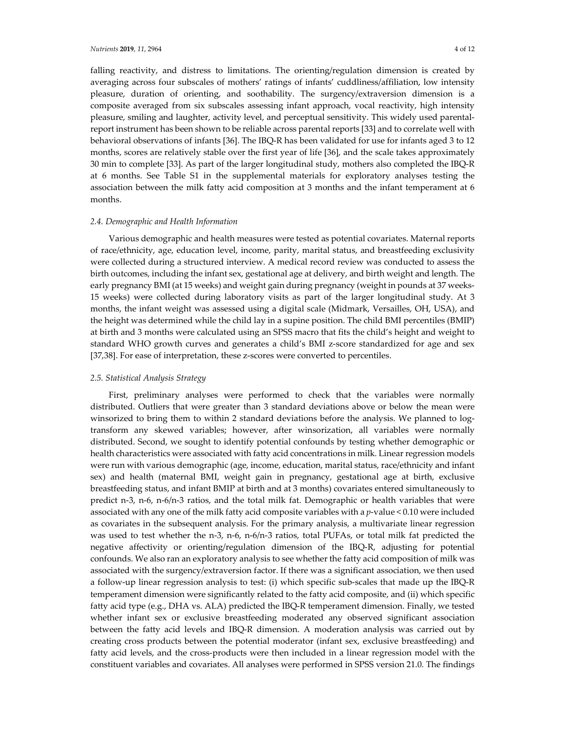falling reactivity, and distress to limitations. The orienting/regulation dimension is created by averaging across four subscales of mothers' ratings of infants' cuddliness/affiliation, low intensity pleasure, duration of orienting, and soothability. The surgency/extraversion dimension is a composite averaged from six subscales assessing infant approach, vocal reactivity, high intensity pleasure, smiling and laughter, activity level, and perceptual sensitivity. This widely used parental-report instrument has been shown to be reliable across parental reports [33] and to correlate well with behavioral observations of infants [36]. The IBQ-R has been validated for use for infants aged 3 to 12 months, scores are relatively stable over the first year of life [36], and the scale takes approximately 30 min to complete [33]. As part of the larger longitudinal study, mothers also completed the IBQ-R at 6 months. See Table S1 in the supplemental materials for exploratory analyses testing the association between the milk fatty acid composition at 3 months and the infant temperament at 6 months.

### *2.4. Demographic and Health Information*

Various demographic and health measures were tested as potential covariates. Maternal reports of race/ethnicity, age, education level, income, parity, marital status, and breastfeeding exclusivity were collected during a structured interview. A medical record review was conducted to assess the birth outcomes, including the infant sex, gestational age at delivery, and birth weight and length. The early pregnancy BMI (at 15 weeks) and weight gain during pregnancy (weight in pounds at 37 weeks-15 weeks) were collected during laboratory visits as part of the larger longitudinal study. At 3 months, the infant weight was assessed using a digital scale (Midmark, Versailles, OH, USA), and the height was determined while the child lay in a supine position. The child BMI percentiles (BMIP) at birth and 3 months were calculated using an SPSS macro that fits the child's height and weight to standard WHO growth curves and generates a child's BMI z-score standardized for age and sex [37,38]. For ease of interpretation, these z-scores were converted to percentiles.

### *2.5. Statistical Analysis Strategy*

First, preliminary analyses were performed to check that the variables were normally distributed. Outliers that were greater than 3 standard deviations above or below the mean were winsorized to bring them to within 2 standard deviations before the analysis. We planned to log-transform any skewed variables; however, after winsorization, all variables were normally distributed. Second, we sought to identify potential confounds by testing whether demographic or health characteristics were associated with fatty acid concentrations in milk. Linear regression models were run with various demographic (age, income, education, marital status, race/ethnicity and infant sex) and health (maternal BMI, weight gain in pregnancy, gestational age at birth, exclusive breastfeeding status, and infant BMIP at birth and at 3 months) covariates entered simultaneously to predict n-3, n-6, n-6/n-3 ratios, and the total milk fat. Demographic or health variables that were associated with any one of the milk fatty acid composite variables with a $p$-value $< 0.10$ were included as covariates in the subsequent analysis. For the primary analysis, a multivariate linear regression was used to test whether the n-3, n-6, n-6/n-3 ratios, total PUFAs, or total milk fat predicted the negative affectivity or orienting/regulation dimension of the IBQ-R, adjusting for potential confounds. We also ran an exploratory analysis to see whether the fatty acid composition of milk was associated with the surgency/extraversion factor. If there was a significant association, we then used a follow-up linear regression analysis to test: (i) which specific sub-scales that made up the IBQ-R temperament dimension were significantly related to the fatty acid composite, and (ii) which specific fatty acid type (e.g., DHA vs. ALA) predicted the IBQ-R temperament dimension. Finally, we tested whether infant sex or exclusive breastfeeding moderated any observed significant association between the fatty acid levels and IBQ-R dimension. A moderation analysis was carried out by creating cross products between the potential moderator (infant sex, exclusive breastfeeding) and fatty acid levels, and the cross-products were then included in a linear regression model with the constituent variables and covariates. All analyses were performed in SPSS version 21.0. The findings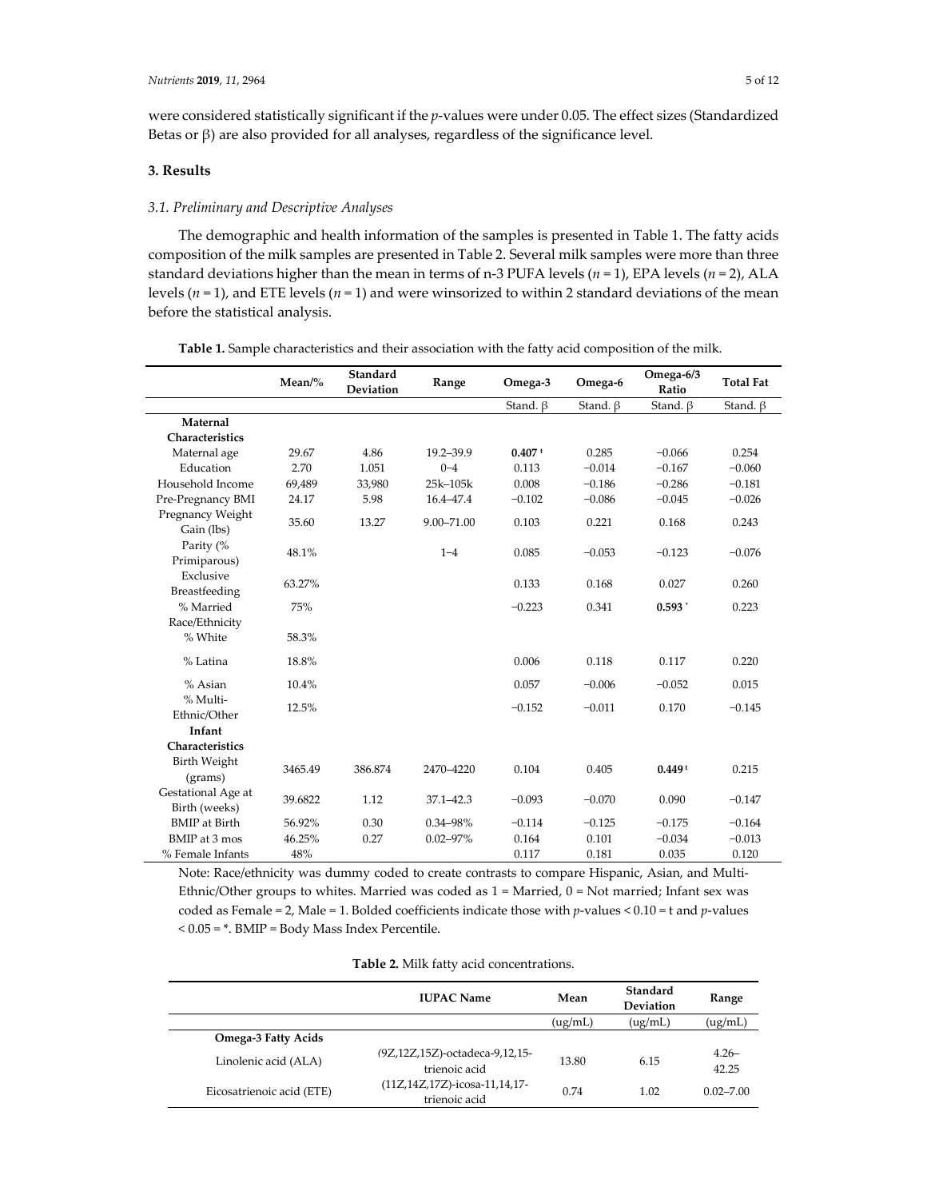were considered statistically significant if the *p*-values were under 0.05. The effect sizes (Standardized Betas or β) are also provided for all analyses, regardless of the significance level.

## 3. Results

### 3.1. Preliminary and Descriptive Analyses

The demographic and health information of the samples is presented in Table 1. The fatty acids composition of the milk samples are presented in Table 2. Several milk samples were more than three standard deviations higher than the mean in terms of n-3 PUFA levels ($n = 1$), EPA levels ($n = 2$), ALA levels ($n = 1$), and ETE levels ($n = 1$) and were winsorized to within 2 standard deviations of the mean before the statistical analysis.

**Table 1.** Sample characteristics and their association with the fatty acid composition of the milk.

| | Mean/% | Standard Deviation | Range | Omega-3 | Omega-6 | Omega-6/3 Ratio | Total Fat |
|---|---|---|---|---|---|---|---|
| | | | | Stand. β | Stand. β | Stand. β | Stand. β |
| **Maternal Characteristics** | | | | | | | |
| Maternal age | 29.67 | 4.86 | 19.2–39.9 | **0.407** t | 0.285 | −0.066 | 0.254 |
| Education | 2.70 | 1.051 | 0–4 | 0.113 | −0.014 | −0.167 | −0.060 |
| Household Income | 69,489 | 33,980 | 25k–105k | 0.008 | −0.186 | −0.286 | −0.181 |
| Pre-Pregnancy BMI | 24.17 | 5.98 | 16.4–47.4 | −0.102 | −0.086 | −0.045 | −0.026 |
| Pregnancy Weight Gain (lbs) | 35.60 | 13.27 | 9.00–71.00 | 0.103 | 0.221 | 0.168 | 0.243 |
| Parity (% Primiparous) | 48.1% | | 1–4 | 0.085 | −0.053 | −0.123 | −0.076 |
| Exclusive Breastfeeding | 63.27% | | | 0.133 | 0.168 | 0.027 | 0.260 |
| % Married | 75% | | | −0.223 | 0.341 | **0.593** * | 0.223 |
| Race/Ethnicity | | | | | | | |
| % White | 58.3% | | | | | | |
| % Latina | 18.8% | | | 0.006 | 0.118 | 0.117 | 0.220 |
| % Asian | 10.4% | | | 0.057 | −0.006 | −0.052 | 0.015 |
| % Multi-Ethnic/Other | 12.5% | | | −0.152 | −0.011 | 0.170 | −0.145 |
| **Infant Characteristics** | | | | | | | |
| Birth Weight (grams) | 3465.49 | 386.874 | 2470–4220 | 0.104 | 0.405 | **0.449** t | 0.215 |
| Gestational Age at Birth (weeks) | 39.6822 | 1.12 | 37.1–42.3 | −0.093 | −0.070 | 0.090 | −0.147 |
| BMIP at Birth | 56.92% | 0.30 | 0.34–98% | −0.114 | −0.125 | −0.175 | −0.164 |
| BMIP at 3 mos | 46.25% | 0.27 | 0.02–97% | 0.164 | 0.101 | −0.034 | −0.013 |
| % Female Infants | 48% | | | 0.117 | 0.181 | 0.035 | 0.120 |

Note: Race/ethnicity was dummy coded to create contrasts to compare Hispanic, Asian, and Multi-Ethnic/Other groups to whites. Married was coded as 1 = Married, 0 = Not married; Infant sex was coded as Female = 2, Male = 1. Bolded coefficients indicate those with *p*-values < 0.10 = t and *p*-values < 0.05 = *. BMIP = Body Mass Index Percentile.

**Table 2.** Milk fatty acid concentrations.

| | IUPAC Name | Mean | Standard Deviation | Range |
|---|---|---|---|---|
| | | (ug/mL) | (ug/mL) | (ug/mL) |
| **Omega-3 Fatty Acids** | | | | |
| Linolenic acid (ALA) | (9Z,12Z,15Z)-octadeca-9,12,15-trienoic acid | 13.80 | 6.15 | 4.26–42.25 |
| Eicosatrienoic acid (ETE) | (11Z,14Z,17Z)-icosa-11,14,17-trienoic acid | 0.74 | 1.02 | 0.02–7.00 |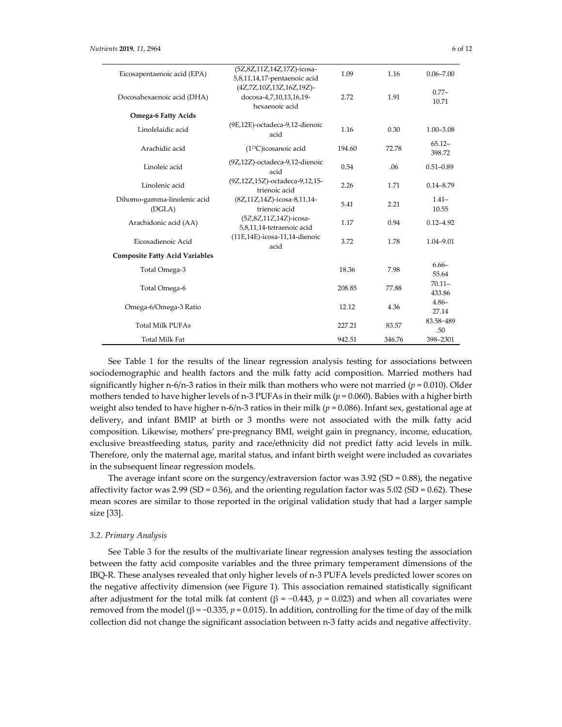| | | | | |
|---|---|---|---|---|
| Eicosapentaenoic acid (EPA) | (5Z,8Z,11Z,14Z,17Z)-icosa-5,8,11,14,17-pentaenoic acid | 1.09 | 1.16 | 0.06–7.00 |
| Docosahexaenoic acid (DHA) | (4Z,7Z,10Z,13Z,16Z,19Z)-docosa-4,7,10,13,16,19-hexaenoic acid | 2.72 | 1.91 | 0.77–10.71 |
| **Omega-6 Fatty Acids** | | | | |
| Linolelaidic acid | (9E,12E)-octadeca-9,12-dienoic acid | 1.16 | 0.30 | 1.00–3.08 |
| Arachidic acid | ($1^{13}$C)icosanoic acid | 194.60 | 72.78 | 65.12–398.72 |
| Linoleic acid | (9Z,12Z)-octadeca-9,12-dienoic acid | 0.54 | .06 | 0.51–0.89 |
| Linolenic acid | (9Z,12Z,15Z)-octadeca-9,12,15-trienoic acid | 2.26 | 1.71 | 0.14–8.79 |
| Dihomo-gamma-linolenic acid (DGLA) | (8Z,11Z,14Z)-icosa-8,11,14-trienoic acid | 5.41 | 2.21 | 1.41–10.55 |
| Arachidonic acid (AA) | (5Z,8Z,11Z,14Z)-icosa-5,8,11,14-tetraenoic acid | 1.17 | 0.94 | 0.12–4.92 |
| Eicosadienoic Acid | (11E,14E)-icosa-11,14-dienoic acid | 3.72 | 1.78 | 1.04–9.01 |
| **Composite Fatty Acid Variables** | | | | |
| Total Omega-3 | | 18.36 | 7.98 | 6.66–55.64 |
| Total Omega-6 | | 208.85 | 77.88 | 70.11–433.86 |
| Omega-6/Omega-3 Ratio | | 12.12 | 4.36 | 4.86–27.14 |
| Total Milk PUFAs | | 227.21 | 83.57 | 83.58–489.50 |
| Total Milk Fat | | 942.51 | 346.76 | 398–2301 |

See Table 1 for the results of the linear regression analysis testing for associations between sociodemographic and health factors and the milk fatty acid composition. Married mothers had significantly higher n-6/n-3 ratios in their milk than mothers who were not married ($p = 0.010$). Older mothers tended to have higher levels of n-3 PUFAs in their milk ($p = 0.060$). Babies with a higher birth weight also tended to have higher n-6/n-3 ratios in their milk ($p = 0.086$). Infant sex, gestational age at delivery, and infant BMIP at birth or 3 months were not associated with the milk fatty acid composition. Likewise, mothers' pre-pregnancy BMI, weight gain in pregnancy, income, education, exclusive breastfeeding status, parity and race/ethnicity did not predict fatty acid levels in milk. Therefore, only the maternal age, marital status, and infant birth weight were included as covariates in the subsequent linear regression models.

The average infant score on the surgency/extraversion factor was 3.92 (SD = 0.88), the negative affectivity factor was 2.99 (SD = 0.56), and the orienting regulation factor was 5.02 (SD = 0.62). These mean scores are similar to those reported in the original validation study that had a larger sample size [33].

### *3.2. Primary Analysis*

See Table 3 for the results of the multivariate linear regression analyses testing the association between the fatty acid composite variables and the three primary temperament dimensions of the IBQ-R. These analyses revealed that only higher levels of n-3 PUFA levels predicted lower scores on the negative affectivity dimension (see Figure 1). This association remained statistically significant after adjustment for the total milk fat content ($\beta = -0.443$, $p = 0.023$) and when all covariates were removed from the model ($\beta = -0.335$, $p = 0.015$). In addition, controlling for the time of day of the milk collection did not change the significant association between n-3 fatty acids and negative affectivity.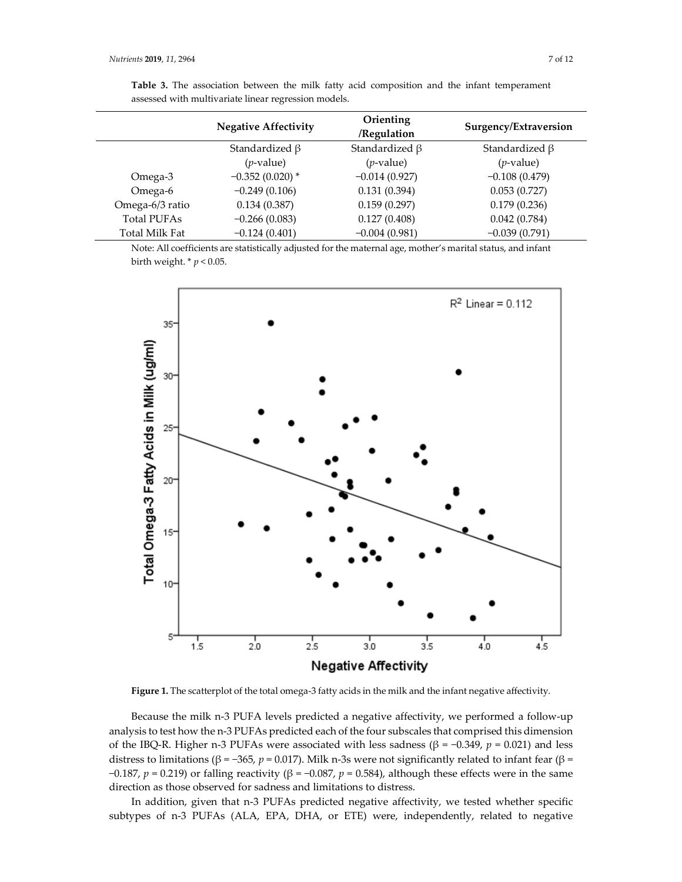**Table 3.** The association between the milk fatty acid composition and the infant temperament assessed with multivariate linear regression models.

| | Negative Affectivity | Orienting /Regulation | Surgency/Extraversion |
|---|---|---|---|
| | Standardized β (*p*-value) | Standardized β (*p*-value) | Standardized β (*p*-value) |
| Omega-3 | −0.352 (0.020) * | −0.014 (0.927) | −0.108 (0.479) |
| Omega-6 | −0.249 (0.106) | 0.131 (0.394) | 0.053 (0.727) |
| Omega-6/3 ratio | 0.134 (0.387) | 0.159 (0.297) | 0.179 (0.236) |
| Total PUFAs | −0.266 (0.083) | 0.127 (0.408) | 0.042 (0.784) |
| Total Milk Fat | −0.124 (0.401) | −0.004 (0.981) | −0.039 (0.791) |

Note: All coefficients are statistically adjusted for the maternal age, mother's marital status, and infant birth weight. * $p < 0.05$.

**Figure 1.** The scatterplot of the total omega-3 fatty acids in the milk and the infant negative affectivity.

Because the milk n-3 PUFA levels predicted a negative affectivity, we performed a follow-up analysis to test how the n-3 PUFAs predicted each of the four subscales that comprised this dimension of the IBQ-R. Higher n-3 PUFAs were associated with less sadness (β = −0.349, $p = 0.021$) and less distress to limitations (β = −365, $p = 0.017$). Milk n-3s were not significantly related to infant fear (β = −0.187, $p = 0.219$) or falling reactivity (β = −0.087, $p = 0.584$), although these effects were in the same direction as those observed for sadness and limitations to distress.

In addition, given that n-3 PUFAs predicted negative affectivity, we tested whether specific subtypes of n-3 PUFAs (ALA, EPA, DHA, or ETE) were, independently, related to negative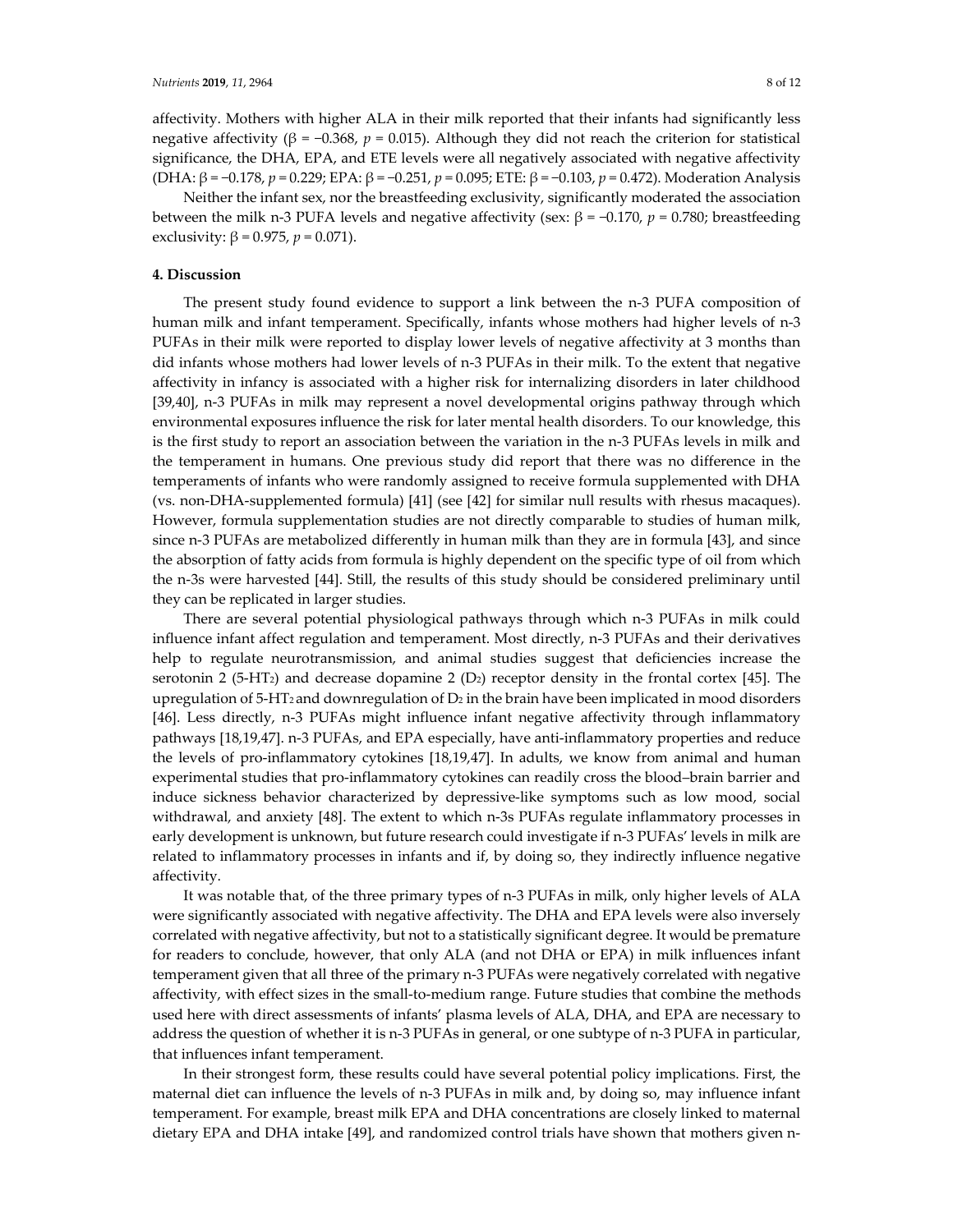affectivity. Mothers with higher ALA in their milk reported that their infants had significantly less negative affectivity ($\beta = -0.368$, $p = 0.015$). Although they did not reach the criterion for statistical significance, the DHA, EPA, and ETE levels were all negatively associated with negative affectivity (DHA: $\beta = -0.178$, $p = 0.229$; EPA: $\beta = -0.251$, $p = 0.095$; ETE: $\beta = -0.103$, $p = 0.472$). Moderation Analysis

Neither the infant sex, nor the breastfeeding exclusivity, significantly moderated the association between the milk n-3 PUFA levels and negative affectivity (sex: $\beta = -0.170$, $p = 0.780$; breastfeeding exclusivity: $\beta = 0.975$, $p = 0.071$).

## 4. Discussion

The present study found evidence to support a link between the n-3 PUFA composition of human milk and infant temperament. Specifically, infants whose mothers had higher levels of n-3 PUFAs in their milk were reported to display lower levels of negative affectivity at 3 months than did infants whose mothers had lower levels of n-3 PUFAs in their milk. To the extent that negative affectivity in infancy is associated with a higher risk for internalizing disorders in later childhood [39,40], n-3 PUFAs in milk may represent a novel developmental origins pathway through which environmental exposures influence the risk for later mental health disorders. To our knowledge, this is the first study to report an association between the variation in the n-3 PUFAs levels in milk and the temperament in humans. One previous study did report that there was no difference in the temperaments of infants who were randomly assigned to receive formula supplemented with DHA (vs. non-DHA-supplemented formula) [41] (see [42] for similar null results with rhesus macaques). However, formula supplementation studies are not directly comparable to studies of human milk, since n-3 PUFAs are metabolized differently in human milk than they are in formula [43], and since the absorption of fatty acids from formula is highly dependent on the specific type of oil from which the n-3s were harvested [44]. Still, the results of this study should be considered preliminary until they can be replicated in larger studies.

There are several potential physiological pathways through which n-3 PUFAs in milk could influence infant affect regulation and temperament. Most directly, n-3 PUFAs and their derivatives help to regulate neurotransmission, and animal studies suggest that deficiencies increase the serotonin 2 ($5\text{-HT}_2$) and decrease dopamine 2 ($D_2$) receptor density in the frontal cortex [45]. The upregulation of $5\text{-HT}_2$ and downregulation of $D_2$ in the brain have been implicated in mood disorders [46]. Less directly, n-3 PUFAs might influence infant negative affectivity through inflammatory pathways [18,19,47]. n-3 PUFAs, and EPA especially, have anti-inflammatory properties and reduce the levels of pro-inflammatory cytokines [18,19,47]. In adults, we know from animal and human experimental studies that pro-inflammatory cytokines can readily cross the blood–brain barrier and induce sickness behavior characterized by depressive-like symptoms such as low mood, social withdrawal, and anxiety [48]. The extent to which n-3s PUFAs regulate inflammatory processes in early development is unknown, but future research could investigate if n-3 PUFAs' levels in milk are related to inflammatory processes in infants and if, by doing so, they indirectly influence negative affectivity.

It was notable that, of the three primary types of n-3 PUFAs in milk, only higher levels of ALA were significantly associated with negative affectivity. The DHA and EPA levels were also inversely correlated with negative affectivity, but not to a statistically significant degree. It would be premature for readers to conclude, however, that only ALA (and not DHA or EPA) in milk influences infant temperament given that all three of the primary n-3 PUFAs were negatively correlated with negative affectivity, with effect sizes in the small-to-medium range. Future studies that combine the methods used here with direct assessments of infants' plasma levels of ALA, DHA, and EPA are necessary to address the question of whether it is n-3 PUFAs in general, or one subtype of n-3 PUFA in particular, that influences infant temperament.

In their strongest form, these results could have several potential policy implications. First, the maternal diet can influence the levels of n-3 PUFAs in milk and, by doing so, may influence infant temperament. For example, breast milk EPA and DHA concentrations are closely linked to maternal dietary EPA and DHA intake [49], and randomized control trials have shown that mothers given n-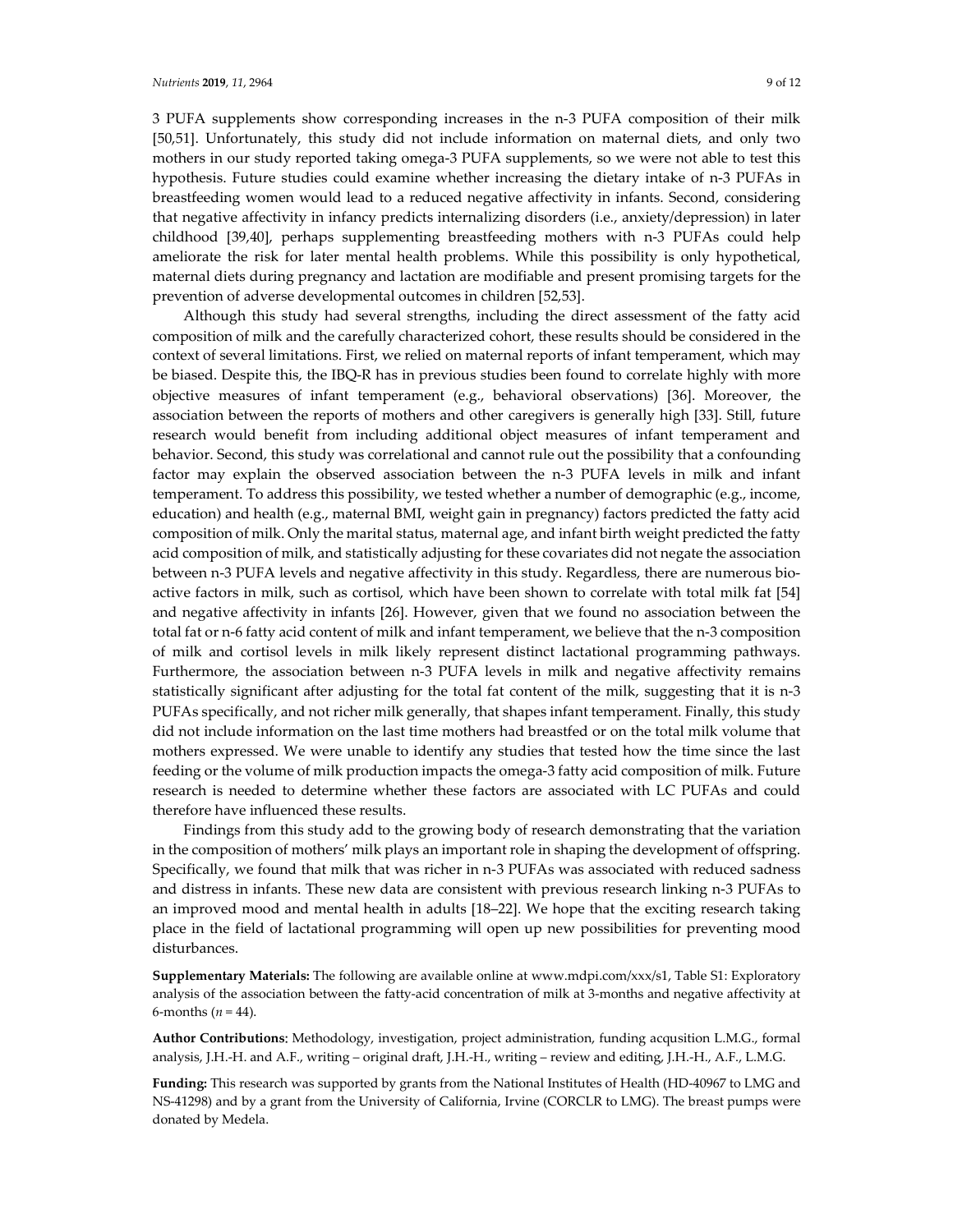3 PUFA supplements show corresponding increases in the n-3 PUFA composition of their milk [50,51]. Unfortunately, this study did not include information on maternal diets, and only two mothers in our study reported taking omega-3 PUFA supplements, so we were not able to test this hypothesis. Future studies could examine whether increasing the dietary intake of n-3 PUFAs in breastfeeding women would lead to a reduced negative affectivity in infants. Second, considering that negative affectivity in infancy predicts internalizing disorders (i.e., anxiety/depression) in later childhood [39,40], perhaps supplementing breastfeeding mothers with n-3 PUFAs could help ameliorate the risk for later mental health problems. While this possibility is only hypothetical, maternal diets during pregnancy and lactation are modifiable and present promising targets for the prevention of adverse developmental outcomes in children [52,53].

Although this study had several strengths, including the direct assessment of the fatty acid composition of milk and the carefully characterized cohort, these results should be considered in the context of several limitations. First, we relied on maternal reports of infant temperament, which may be biased. Despite this, the IBQ-R has in previous studies been found to correlate highly with more objective measures of infant temperament (e.g., behavioral observations) [36]. Moreover, the association between the reports of mothers and other caregivers is generally high [33]. Still, future research would benefit from including additional object measures of infant temperament and behavior. Second, this study was correlational and cannot rule out the possibility that a confounding factor may explain the observed association between the n-3 PUFA levels in milk and infant temperament. To address this possibility, we tested whether a number of demographic (e.g., income, education) and health (e.g., maternal BMI, weight gain in pregnancy) factors predicted the fatty acid composition of milk. Only the marital status, maternal age, and infant birth weight predicted the fatty acid composition of milk, and statistically adjusting for these covariates did not negate the association between n-3 PUFA levels and negative affectivity in this study. Regardless, there are numerous bio-active factors in milk, such as cortisol, which have been shown to correlate with total milk fat [54] and negative affectivity in infants [26]. However, given that we found no association between the total fat or n-6 fatty acid content of milk and infant temperament, we believe that the n-3 composition of milk and cortisol levels in milk likely represent distinct lactational programming pathways. Furthermore, the association between n-3 PUFA levels in milk and negative affectivity remains statistically significant after adjusting for the total fat content of the milk, suggesting that it is n-3 PUFAs specifically, and not richer milk generally, that shapes infant temperament. Finally, this study did not include information on the last time mothers had breastfed or on the total milk volume that mothers expressed. We were unable to identify any studies that tested how the time since the last feeding or the volume of milk production impacts the omega-3 fatty acid composition of milk. Future research is needed to determine whether these factors are associated with LC PUFAs and could therefore have influenced these results.

Findings from this study add to the growing body of research demonstrating that the variation in the composition of mothers' milk plays an important role in shaping the development of offspring. Specifically, we found that milk that was richer in n-3 PUFAs was associated with reduced sadness and distress in infants. These new data are consistent with previous research linking n-3 PUFAs to an improved mood and mental health in adults [18–22]. We hope that the exciting research taking place in the field of lactational programming will open up new possibilities for preventing mood disturbances.

**Supplementary Materials:** The following are available online at www.mdpi.com/xxx/s1, Table S1: Exploratory analysis of the association between the fatty-acid concentration of milk at 3-months and negative affectivity at 6-months ($n = 44$).

**Author Contributions**: Methodology, investigation, project administration, funding acqusition L.M.G., formal analysis, J.H.-H. and A.F., writing – original draft, J.H.-H., writing – review and editing, J.H.-H., A.F., L.M.G.

**Funding:** This research was supported by grants from the National Institutes of Health (HD-40967 to LMG and NS-41298) and by a grant from the University of California, Irvine (CORCLR to LMG). The breast pumps were donated by Medela.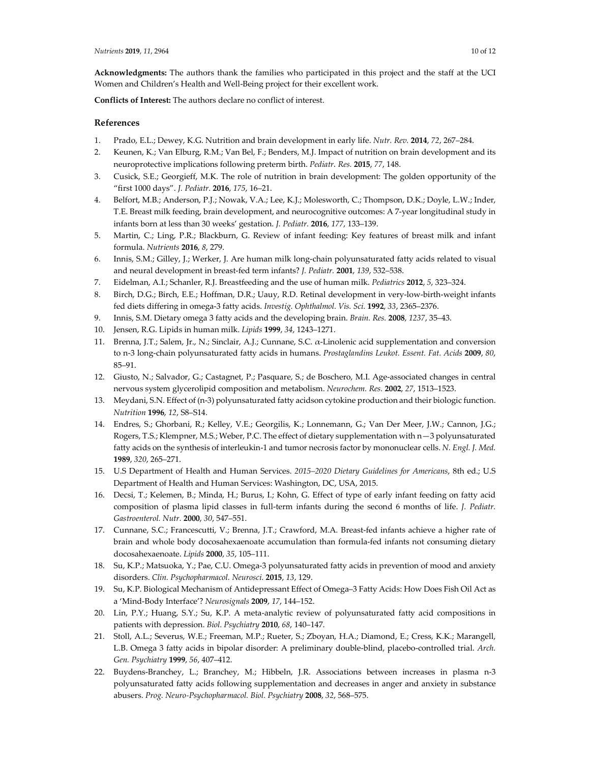**Acknowledgments:** The authors thank the families who participated in this project and the staff at the UCI Women and Children's Health and Well-Being project for their excellent work.

**Conflicts of Interest:** The authors declare no conflict of interest.

## References

1. Prado, E.L.; Dewey, K.G. Nutrition and brain development in early life. *Nutr. Rev.* **2014**, *72*, 267–284.
2. Keunen, K.; Van Elburg, R.M.; Van Bel, F.; Benders, M.J. Impact of nutrition on brain development and its neuroprotective implications following preterm birth. *Pediatr. Res.* **2015**, *77*, 148.
3. Cusick, S.E.; Georgieff, M.K. The role of nutrition in brain development: The golden opportunity of the "first 1000 days". *J. Pediatr.* **2016**, *175*, 16–21.
4. Belfort, M.B.; Anderson, P.J.; Nowak, V.A.; Lee, K.J.; Molesworth, C.; Thompson, D.K.; Doyle, L.W.; Inder, T.E. Breast milk feeding, brain development, and neurocognitive outcomes: A 7-year longitudinal study in infants born at less than 30 weeks' gestation. *J. Pediatr.* **2016**, *177*, 133–139.
5. Martin, C.; Ling, P.R.; Blackburn, G. Review of infant feeding: Key features of breast milk and infant formula. *Nutrients* **2016**, *8*, 279.
6. Innis, S.M.; Gilley, J.; Werker, J. Are human milk long-chain polyunsaturated fatty acids related to visual and neural development in breast-fed term infants? *J. Pediatr.* **2001**, *139*, 532–538.
7. Eidelman, A.I.; Schanler, R.J. Breastfeeding and the use of human milk. *Pediatrics* **2012**, *5*, 323–324.
8. Birch, D.G.; Birch, E.E.; Hoffman, D.R.; Uauy, R.D. Retinal development in very-low-birth-weight infants fed diets differing in omega-3 fatty acids. *Investig. Ophthalmol. Vis. Sci.* **1992**, *33*, 2365–2376.
9. Innis, S.M. Dietary omega 3 fatty acids and the developing brain. *Brain. Res.* **2008**, *1237*, 35–43.
10. Jensen, R.G. Lipids in human milk. *Lipids* **1999**, *34*, 1243–1271.
11. Brenna, J.T.; Salem, Jr., N.; Sinclair, A.J.; Cunnane, S.C. $\alpha$-Linolenic acid supplementation and conversion to n-3 long-chain polyunsaturated fatty acids in humans. *Prostaglandins Leukot. Essent. Fat. Acids* **2009**, *80*, 85–91.
12. Giusto, N.; Salvador, G.; Castagnet, P.; Pasquare, S.; de Boschero, M.I. Age-associated changes in central nervous system glycerolipid composition and metabolism. *Neurochem. Res.* **2002**, *27*, 1513–1523.
13. Meydani, S.N. Effect of (n-3) polyunsaturated fatty acidson cytokine production and their biologic function. *Nutrition* **1996**, *12*, S8–S14.
14. Endres, S.; Ghorbani, R.; Kelley, V.E.; Georgilis, K.; Lonnemann, G.; Van Der Meer, J.W.; Cannon, J.G.; Rogers, T.S.; Klempner, M.S.; Weber, P.C. The effect of dietary supplementation with n−3 polyunsaturated fatty acids on the synthesis of interleukin-1 and tumor necrosis factor by mononuclear cells. *N. Engl. J. Med.* **1989**, *320*, 265–271.
15. U.S Department of Health and Human Services. *2015–2020 Dietary Guidelines for Americans*, 8th ed.; U.S Department of Health and Human Services: Washington, DC, USA, 2015.
16. Decsi, T.; Kelemen, B.; Minda, H.; Burus, I.; Kohn, G. Effect of type of early infant feeding on fatty acid composition of plasma lipid classes in full-term infants during the second 6 months of life. *J. Pediatr. Gastroenterol. Nutr.* **2000**, *30*, 547–551.
17. Cunnane, S.C.; Francescutti, V.; Brenna, J.T.; Crawford, M.A. Breast-fed infants achieve a higher rate of brain and whole body docosahexaenoate accumulation than formula-fed infants not consuming dietary docosahexaenoate. *Lipids* **2000**, *35*, 105–111.
18. Su, K.P.; Matsuoka, Y.; Pae, C.U. Omega-3 polyunsaturated fatty acids in prevention of mood and anxiety disorders. *Clin. Psychopharmacol. Neurosci.* **2015**, *13*, 129.
19. Su, K.P. Biological Mechanism of Antidepressant Effect of Omega–3 Fatty Acids: How Does Fish Oil Act as a 'Mind-Body Interface'? *Neurosignals* **2009**, *17*, 144–152.
20. Lin, P.Y.; Huang, S.Y.; Su, K.P. A meta-analytic review of polyunsaturated fatty acid compositions in patients with depression. *Biol. Psychiatry* **2010**, *68*, 140–147.
21. Stoll, A.L.; Severus, W.E.; Freeman, M.P.; Rueter, S.; Zboyan, H.A.; Diamond, E.; Cress, K.K.; Marangell, L.B. Omega 3 fatty acids in bipolar disorder: A preliminary double-blind, placebo-controlled trial. *Arch. Gen. Psychiatry* **1999**, *56*, 407–412.
22. Buydens-Branchey, L.; Branchey, M.; Hibbeln, J.R. Associations between increases in plasma n-3 polyunsaturated fatty acids following supplementation and decreases in anger and anxiety in substance abusers. *Prog. Neuro-Psychopharmacol. Biol. Psychiatry* **2008**, *32*, 568–575.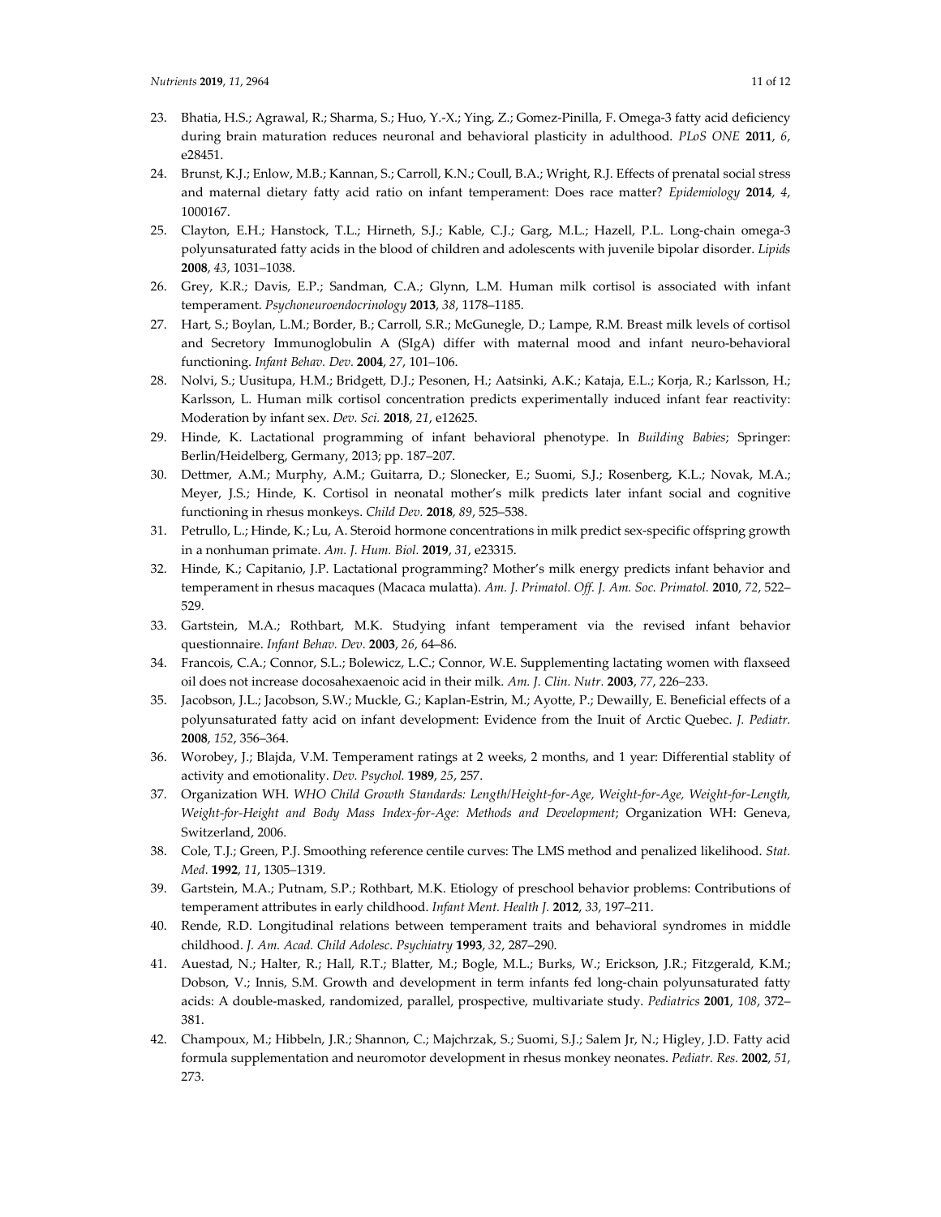23. Bhatia, H.S.; Agrawal, R.; Sharma, S.; Huo, Y.-X.; Ying, Z.; Gomez-Pinilla, F. Omega-3 fatty acid deficiency during brain maturation reduces neuronal and behavioral plasticity in adulthood. *PLoS ONE* **2011**, *6*, e28451.
24. Brunst, K.J.; Enlow, M.B.; Kannan, S.; Carroll, K.N.; Coull, B.A.; Wright, R.J. Effects of prenatal social stress and maternal dietary fatty acid ratio on infant temperament: Does race matter? *Epidemiology* **2014**, *4*, 1000167.
25. Clayton, E.H.; Hanstock, T.L.; Hirneth, S.J.; Kable, C.J.; Garg, M.L.; Hazell, P.L. Long-chain omega-3 polyunsaturated fatty acids in the blood of children and adolescents with juvenile bipolar disorder. *Lipids* **2008**, *43*, 1031–1038.
26. Grey, K.R.; Davis, E.P.; Sandman, C.A.; Glynn, L.M. Human milk cortisol is associated with infant temperament. *Psychoneuroendocrinology* **2013**, *38*, 1178–1185.
27. Hart, S.; Boylan, L.M.; Border, B.; Carroll, S.R.; McGunegle, D.; Lampe, R.M. Breast milk levels of cortisol and Secretory Immunoglobulin A (SIgA) differ with maternal mood and infant neuro-behavioral functioning. *Infant Behav. Dev.* **2004**, *27*, 101–106.
28. Nolvi, S.; Uusitupa, H.M.; Bridgett, D.J.; Pesonen, H.; Aatsinki, A.K.; Kataja, E.L.; Korja, R.; Karlsson, H.; Karlsson, L. Human milk cortisol concentration predicts experimentally induced infant fear reactivity: Moderation by infant sex. *Dev. Sci.* **2018**, *21*, e12625.
29. Hinde, K. Lactational programming of infant behavioral phenotype. In *Building Babies*; Springer: Berlin/Heidelberg, Germany, 2013; pp. 187–207.
30. Dettmer, A.M.; Murphy, A.M.; Guitarra, D.; Slonecker, E.; Suomi, S.J.; Rosenberg, K.L.; Novak, M.A.; Meyer, J.S.; Hinde, K. Cortisol in neonatal mother's milk predicts later infant social and cognitive functioning in rhesus monkeys. *Child Dev.* **2018**, *89*, 525–538.
31. Petrullo, L.; Hinde, K.; Lu, A. Steroid hormone concentrations in milk predict sex-specific offspring growth in a nonhuman primate. *Am. J. Hum. Biol.* **2019**, *31*, e23315.
32. Hinde, K.; Capitanio, J.P. Lactational programming? Mother's milk energy predicts infant behavior and temperament in rhesus macaques (Macaca mulatta). *Am. J. Primatol. Off. J. Am. Soc. Primatol.* **2010**, *72*, 522–529.
33. Gartstein, M.A.; Rothbart, M.K. Studying infant temperament via the revised infant behavior questionnaire. *Infant Behav. Dev.* **2003**, *26*, 64–86.
34. Francois, C.A.; Connor, S.L.; Bolewicz, L.C.; Connor, W.E. Supplementing lactating women with flaxseed oil does not increase docosahexaenoic acid in their milk. *Am. J. Clin. Nutr.* **2003**, *77*, 226–233.
35. Jacobson, J.L.; Jacobson, S.W.; Muckle, G.; Kaplan-Estrin, M.; Ayotte, P.; Dewailly, E. Beneficial effects of a polyunsaturated fatty acid on infant development: Evidence from the Inuit of Arctic Quebec. *J. Pediatr.* **2008**, *152*, 356–364.
36. Worobey, J.; Blajda, V.M. Temperament ratings at 2 weeks, 2 months, and 1 year: Differential stablity of activity and emotionality. *Dev. Psychol.* **1989**, *25*, 257.
37. Organization WH. *WHO Child Growth Standards: Length/Height-for-Age, Weight-for-Age, Weight-for-Length, Weight-for-Height and Body Mass Index-for-Age: Methods and Development*; Organization WH: Geneva, Switzerland, 2006.
38. Cole, T.J.; Green, P.J. Smoothing reference centile curves: The LMS method and penalized likelihood. *Stat. Med.* **1992**, *11*, 1305–1319.
39. Gartstein, M.A.; Putnam, S.P.; Rothbart, M.K. Etiology of preschool behavior problems: Contributions of temperament attributes in early childhood. *Infant Ment. Health J.* **2012**, *33*, 197–211.
40. Rende, R.D. Longitudinal relations between temperament traits and behavioral syndromes in middle childhood. *J. Am. Acad. Child Adolesc. Psychiatry* **1993**, *32*, 287–290.
41. Auestad, N.; Halter, R.; Hall, R.T.; Blatter, M.; Bogle, M.L.; Burks, W.; Erickson, J.R.; Fitzgerald, K.M.; Dobson, V.; Innis, S.M. Growth and development in term infants fed long-chain polyunsaturated fatty acids: A double-masked, randomized, parallel, prospective, multivariate study. *Pediatrics* **2001**, *108*, 372–381.
42. Champoux, M.; Hibbeln, J.R.; Shannon, C.; Majchrzak, S.; Suomi, S.J.; Salem Jr, N.; Higley, J.D. Fatty acid formula supplementation and neuromotor development in rhesus monkey neonates. *Pediatr. Res.* **2002**, *51*, 273.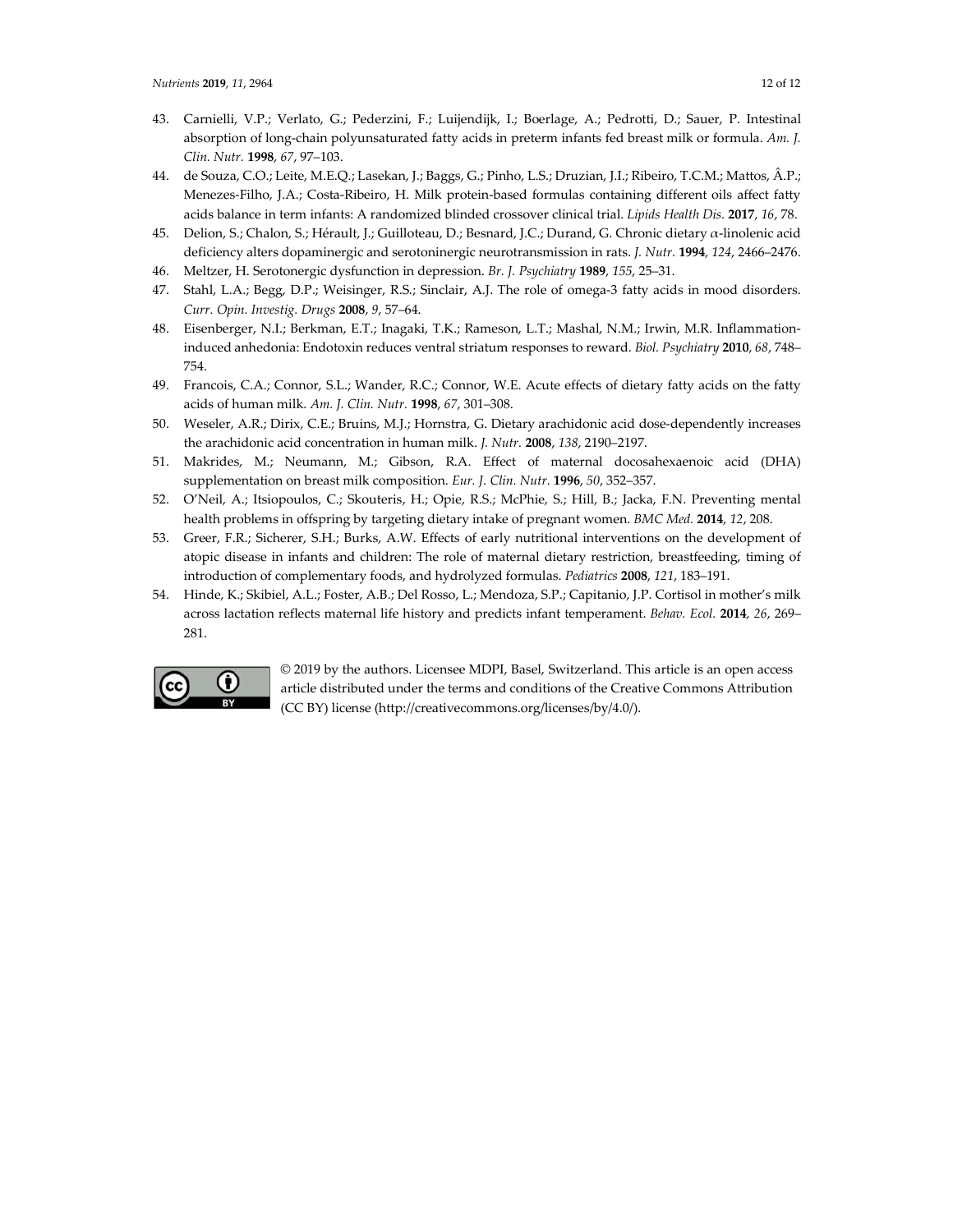43. Carnielli, V.P.; Verlato, G.; Pederzini, F.; Luijendijk, I.; Boerlage, A.; Pedrotti, D.; Sauer, P. Intestinal absorption of long-chain polyunsaturated fatty acids in preterm infants fed breast milk or formula. *Am. J. Clin. Nutr.* **1998**, *67*, 97–103.
44. de Souza, C.O.; Leite, M.E.Q.; Lasekan, J.; Baggs, G.; Pinho, L.S.; Druzian, J.I.; Ribeiro, T.C.M.; Mattos, Â.P.; Menezes-Filho, J.A.; Costa-Ribeiro, H. Milk protein-based formulas containing different oils affect fatty acids balance in term infants: A randomized blinded crossover clinical trial. *Lipids Health Dis.* **2017**, *16*, 78.
45. Delion, S.; Chalon, S.; Hérault, J.; Guilloteau, D.; Besnard, J.C.; Durand, G. Chronic dietary α-linolenic acid deficiency alters dopaminergic and serotoninergic neurotransmission in rats. *J. Nutr.* **1994**, *124*, 2466–2476.
46. Meltzer, H. Serotonergic dysfunction in depression. *Br. J. Psychiatry* **1989**, *155*, 25–31.
47. Stahl, L.A.; Begg, D.P.; Weisinger, R.S.; Sinclair, A.J. The role of omega-3 fatty acids in mood disorders. *Curr. Opin. Investig. Drugs* **2008**, *9*, 57–64.
48. Eisenberger, N.I.; Berkman, E.T.; Inagaki, T.K.; Rameson, L.T.; Mashal, N.M.; Irwin, M.R. Inflammation-induced anhedonia: Endotoxin reduces ventral striatum responses to reward. *Biol. Psychiatry* **2010**, *68*, 748–754.
49. Francois, C.A.; Connor, S.L.; Wander, R.C.; Connor, W.E. Acute effects of dietary fatty acids on the fatty acids of human milk. *Am. J. Clin. Nutr.* **1998**, *67*, 301–308.
50. Weseler, A.R.; Dirix, C.E.; Bruins, M.J.; Hornstra, G. Dietary arachidonic acid dose-dependently increases the arachidonic acid concentration in human milk. *J. Nutr.* **2008**, *138*, 2190–2197.
51. Makrides, M.; Neumann, M.; Gibson, R.A. Effect of maternal docosahexaenoic acid (DHA) supplementation on breast milk composition. *Eur. J. Clin. Nutr.* **1996**, *50*, 352–357.
52. O'Neil, A.; Itsiopoulos, C.; Skouteris, H.; Opie, R.S.; McPhie, S.; Hill, B.; Jacka, F.N. Preventing mental health problems in offspring by targeting dietary intake of pregnant women. *BMC Med.* **2014**, *12*, 208.
53. Greer, F.R.; Sicherer, S.H.; Burks, A.W. Effects of early nutritional interventions on the development of atopic disease in infants and children: The role of maternal dietary restriction, breastfeeding, timing of introduction of complementary foods, and hydrolyzed formulas. *Pediatrics* **2008**, *121*, 183–191.
54. Hinde, K.; Skibiel, A.L.; Foster, A.B.; Del Rosso, L.; Mendoza, S.P.; Capitanio, J.P. Cortisol in mother's milk across lactation reflects maternal life history and predicts infant temperament. *Behav. Ecol.* **2014**, *26*, 269–281.

© 2019 by the authors. Licensee MDPI, Basel, Switzerland. This article is an open access article distributed under the terms and conditions of the Creative Commons Attribution (CC BY) license (http://creativecommons.org/licenses/by/4.0/).